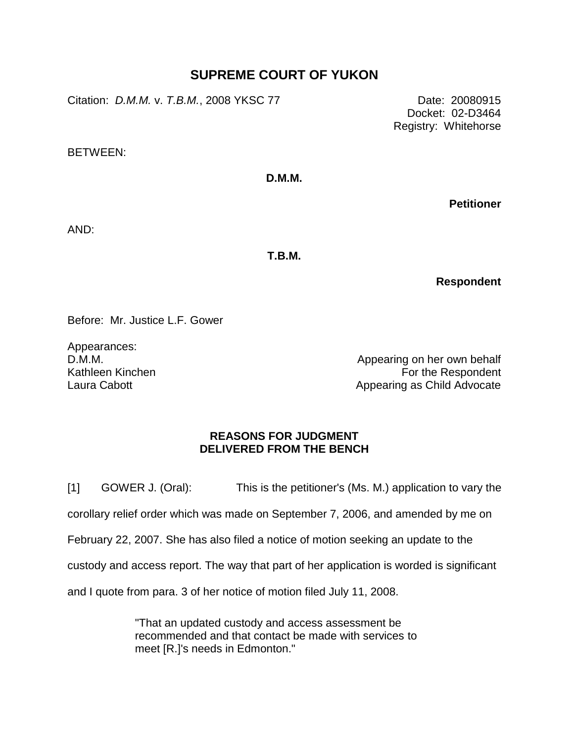# SUPREME COURT OF YUKON

Citation: *D.M.M.* v. *T.B.M.*, 2008 YKSC 77

Date: 20080915
Docket: 02-D3464
Registry: Whitehorse

BETWEEN:

**D.M.M.**

**Petitioner**

AND:

**T.B.M.**

**Respondent**

Before: Mr. Justice L.F. Gower

Appearances:

| | |
|---|---|
| D.M.M. | Appearing on her own behalf |
| Kathleen Kinchen | For the Respondent |
| Laura Cabott | Appearing as Child Advocate |

## REASONS FOR JUDGMENT DELIVERED FROM THE BENCH

[1] GOWER J. (Oral): This is the petitioner's (Ms. M.) application to vary the corollary relief order which was made on September 7, 2006, and amended by me on February 22, 2007. She has also filed a notice of motion seeking an update to the custody and access report. The way that part of her application is worded is significant and I quote from para. 3 of her notice of motion filed July 11, 2008.

> "That an updated custody and access assessment be recommended and that contact be made with services to meet [R.]'s needs in Edmonton."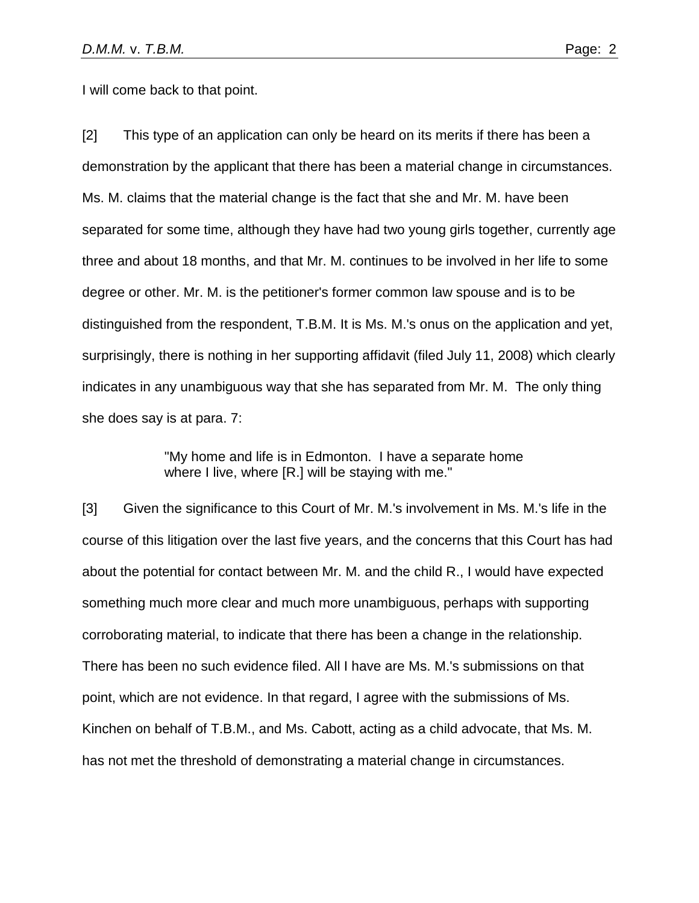I will come back to that point.

[2] This type of an application can only be heard on its merits if there has been a demonstration by the applicant that there has been a material change in circumstances. Ms. M. claims that the material change is the fact that she and Mr. M. have been separated for some time, although they have had two young girls together, currently age three and about 18 months, and that Mr. M. continues to be involved in her life to some degree or other. Mr. M. is the petitioner's former common law spouse and is to be distinguished from the respondent, T.B.M. It is Ms. M.'s onus on the application and yet, surprisingly, there is nothing in her supporting affidavit (filed July 11, 2008) which clearly indicates in any unambiguous way that she has separated from Mr. M. The only thing she does say is at para. 7:

> "My home and life is in Edmonton. I have a separate home where I live, where [R.] will be staying with me."

[3] Given the significance to this Court of Mr. M.'s involvement in Ms. M.'s life in the course of this litigation over the last five years, and the concerns that this Court has had about the potential for contact between Mr. M. and the child R., I would have expected something much more clear and much more unambiguous, perhaps with supporting corroborating material, to indicate that there has been a change in the relationship. There has been no such evidence filed. All I have are Ms. M.'s submissions on that point, which are not evidence. In that regard, I agree with the submissions of Ms. Kinchen on behalf of T.B.M., and Ms. Cabott, acting as a child advocate, that Ms. M. has not met the threshold of demonstrating a material change in circumstances.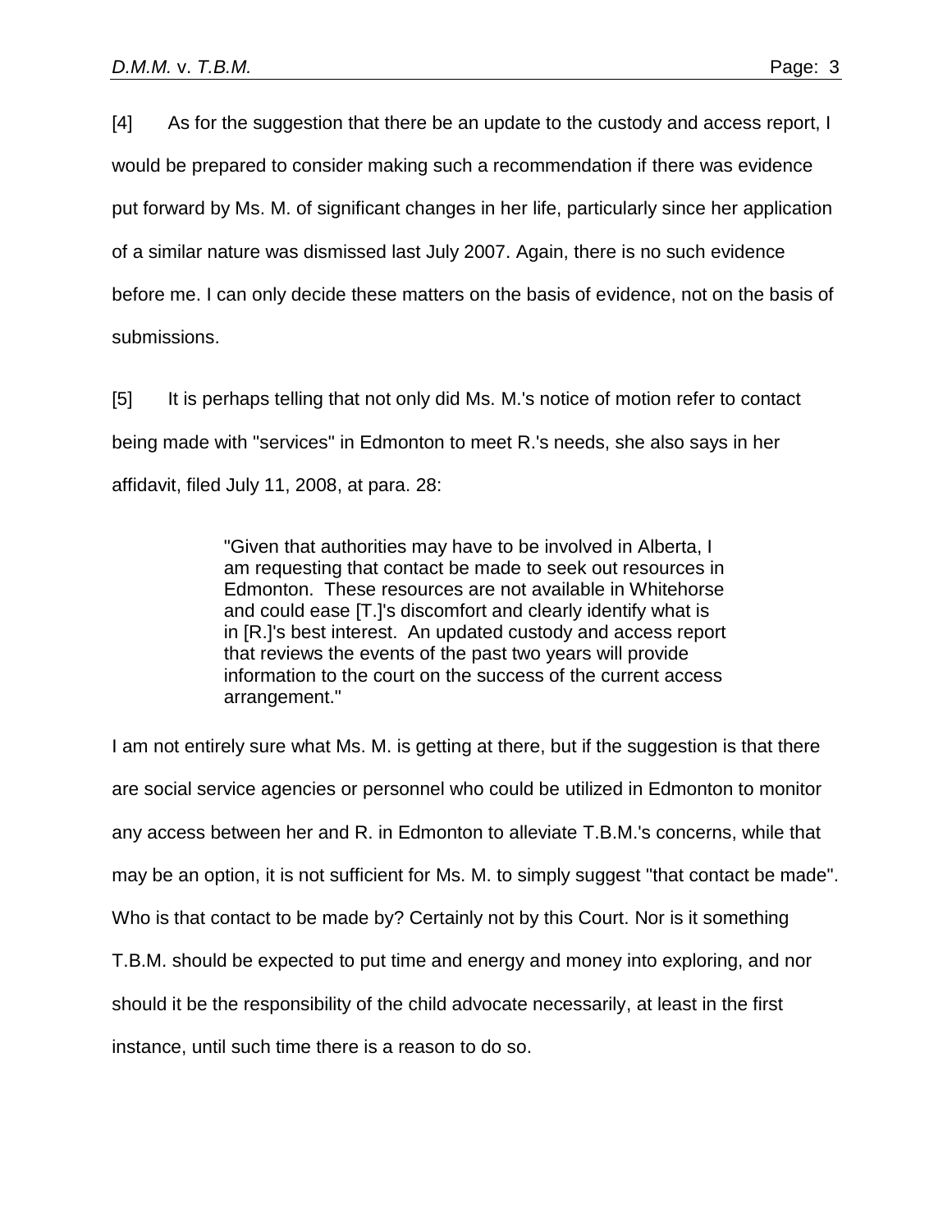[4] As for the suggestion that there be an update to the custody and access report, I would be prepared to consider making such a recommendation if there was evidence put forward by Ms. M. of significant changes in her life, particularly since her application of a similar nature was dismissed last July 2007. Again, there is no such evidence before me. I can only decide these matters on the basis of evidence, not on the basis of submissions.

[5] It is perhaps telling that not only did Ms. M.'s notice of motion refer to contact being made with "services" in Edmonton to meet R.'s needs, she also says in her affidavit, filed July 11, 2008, at para. 28:

> "Given that authorities may have to be involved in Alberta, I am requesting that contact be made to seek out resources in Edmonton. These resources are not available in Whitehorse and could ease [T.]'s discomfort and clearly identify what is in [R.]'s best interest. An updated custody and access report that reviews the events of the past two years will provide information to the court on the success of the current access arrangement."

I am not entirely sure what Ms. M. is getting at there, but if the suggestion is that there are social service agencies or personnel who could be utilized in Edmonton to monitor any access between her and R. in Edmonton to alleviate T.B.M.'s concerns, while that may be an option, it is not sufficient for Ms. M. to simply suggest "that contact be made". Who is that contact to be made by? Certainly not by this Court. Nor is it something T.B.M. should be expected to put time and energy and money into exploring, and nor should it be the responsibility of the child advocate necessarily, at least in the first instance, until such time there is a reason to do so.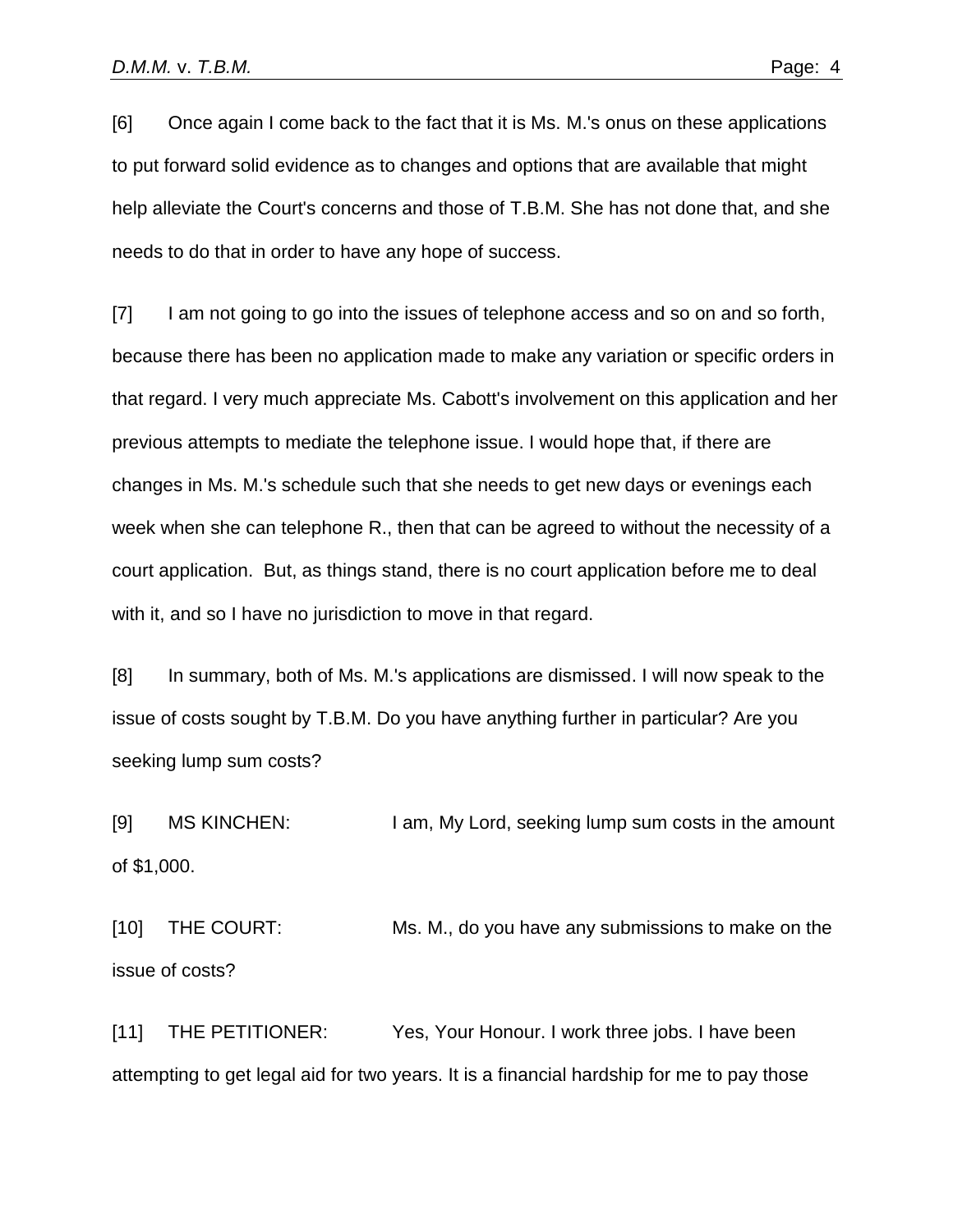[6] Once again I come back to the fact that it is Ms. M.'s onus on these applications to put forward solid evidence as to changes and options that are available that might help alleviate the Court's concerns and those of T.B.M. She has not done that, and she needs to do that in order to have any hope of success.

[7] I am not going to go into the issues of telephone access and so on and so forth, because there has been no application made to make any variation or specific orders in that regard. I very much appreciate Ms. Cabott's involvement on this application and her previous attempts to mediate the telephone issue. I would hope that, if there are changes in Ms. M.'s schedule such that she needs to get new days or evenings each week when she can telephone R., then that can be agreed to without the necessity of a court application. But, as things stand, there is no court application before me to deal with it, and so I have no jurisdiction to move in that regard.

[8] In summary, both of Ms. M.'s applications are dismissed. I will now speak to the issue of costs sought by T.B.M. Do you have anything further in particular? Are you seeking lump sum costs?

[9] MS KINCHEN: I am, My Lord, seeking lump sum costs in the amount of $1,000.

[10] THE COURT: Ms. M., do you have any submissions to make on the issue of costs?

[11] THE PETITIONER: Yes, Your Honour. I work three jobs. I have been attempting to get legal aid for two years. It is a financial hardship for me to pay those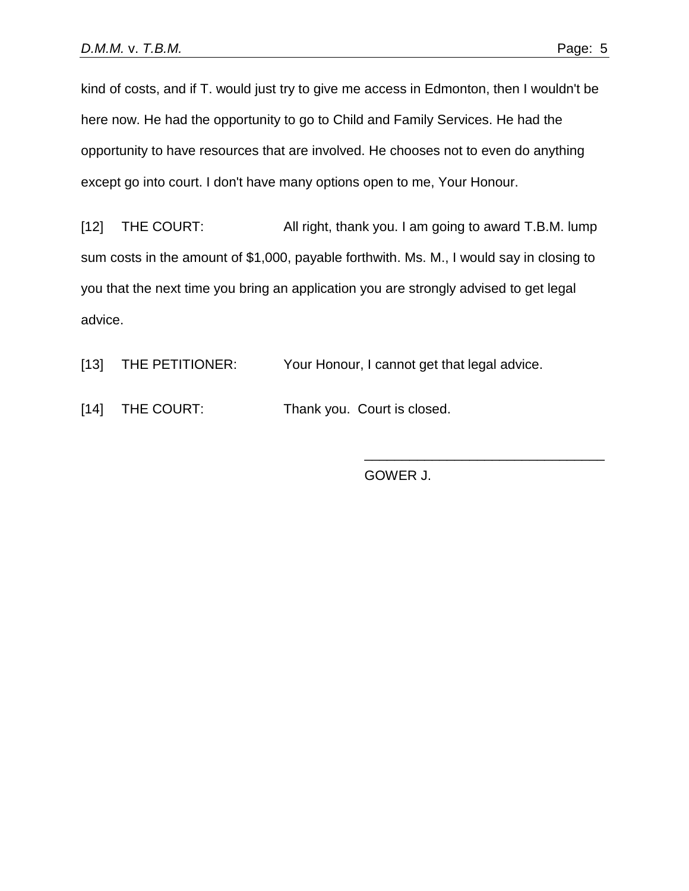kind of costs, and if T. would just try to give me access in Edmonton, then I wouldn't be here now. He had the opportunity to go to Child and Family Services. He had the opportunity to have resources that are involved. He chooses not to even do anything except go into court. I don't have many options open to me, Your Honour.

[12] THE COURT: All right, thank you. I am going to award T.B.M. lump sum costs in the amount of $1,000, payable forthwith. Ms. M., I would say in closing to you that the next time you bring an application you are strongly advised to get legal advice.

[13] THE PETITIONER: Your Honour, I cannot get that legal advice.

[14] THE COURT: Thank you. Court is closed.

GOWER J.